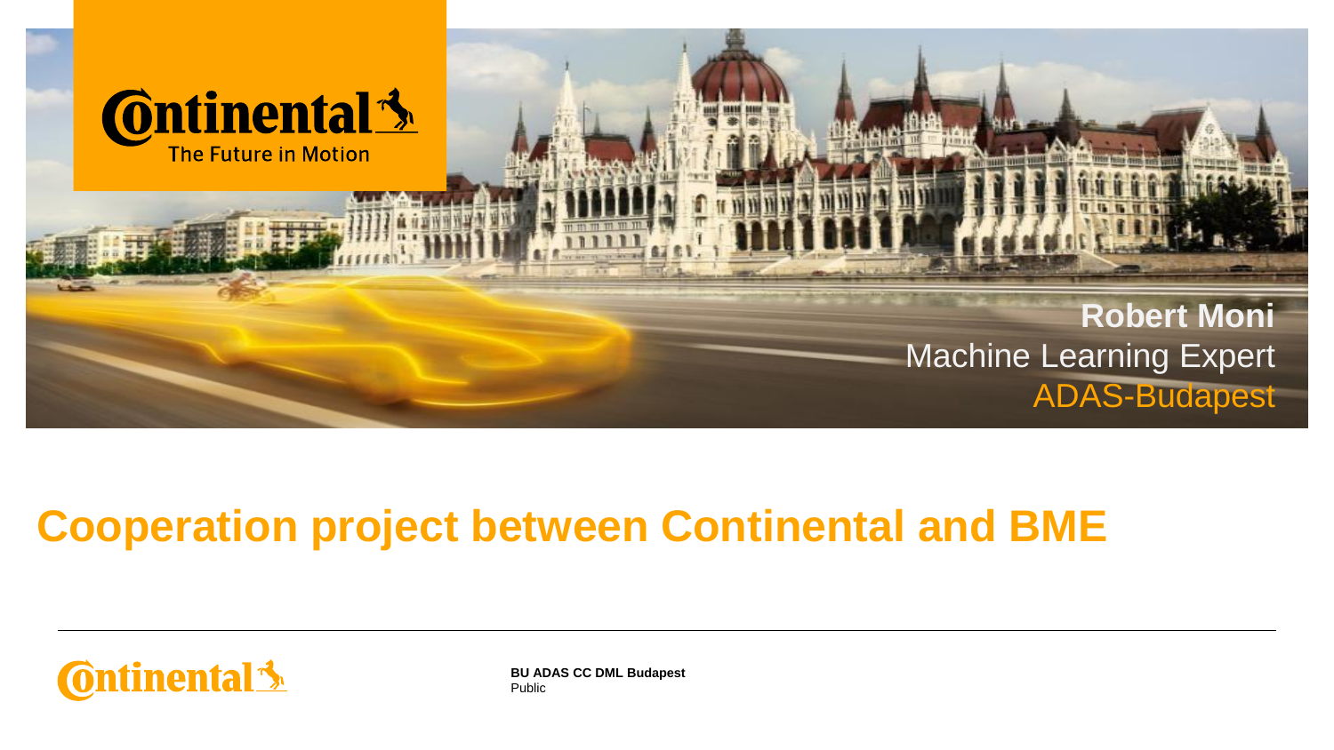Continental
The Future in Motion

Robert Moni
Machine Learning Expert
ADAS-Budapest

# Cooperation project between Continental and BME

**BU ADAS CC DML Budapest**
Public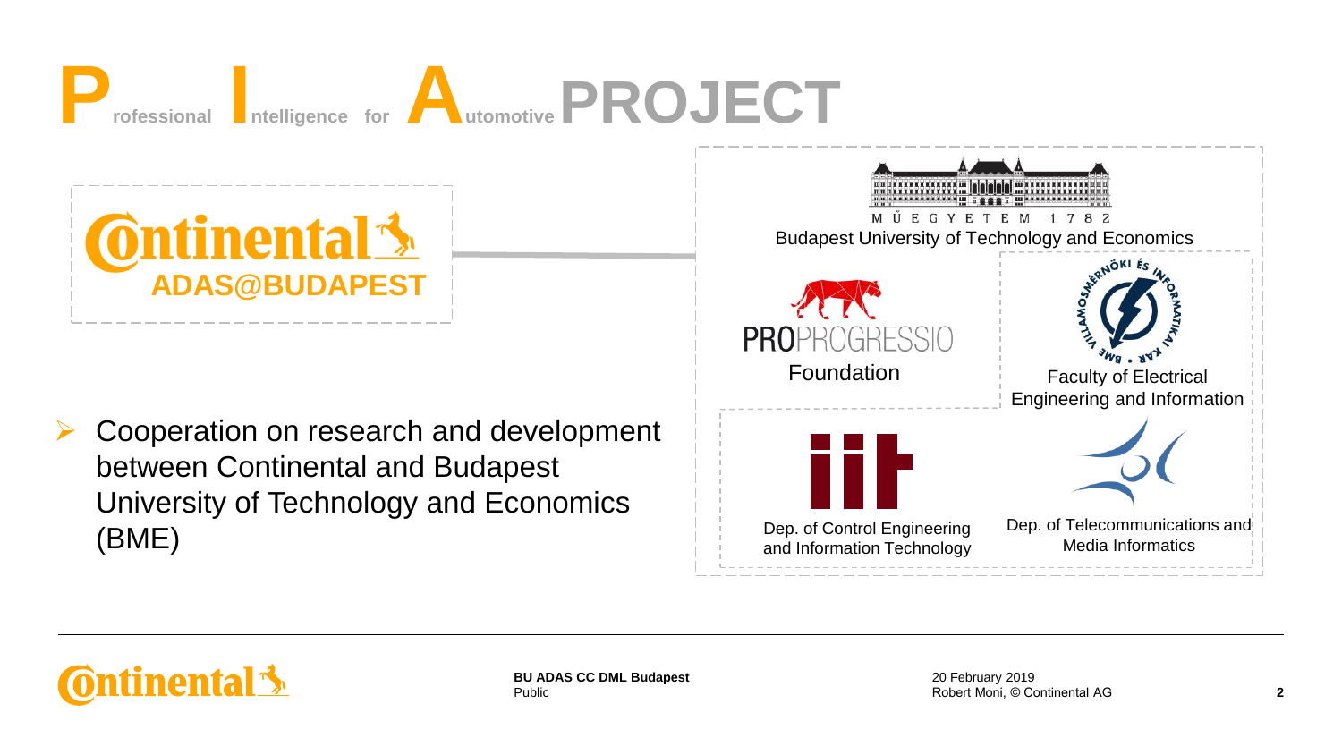# Professional Intelligence for Automotive PROJECT

**Continental ADAS@BUDAPEST**

- Cooperation on research and development between Continental and Budapest University of Technology and Economics (BME)

MŰEGYETEM 1782

Budapest University of Technology and Economics

PROPROGRESSIO Foundation

VILLAMOSMÉRNÖKI ÉS INFORMATIKAI KAR • BME

Faculty of Electrical Engineering and Information

Dep. of Control Engineering and Information Technology

Dep. of Telecommunications and Media Informatics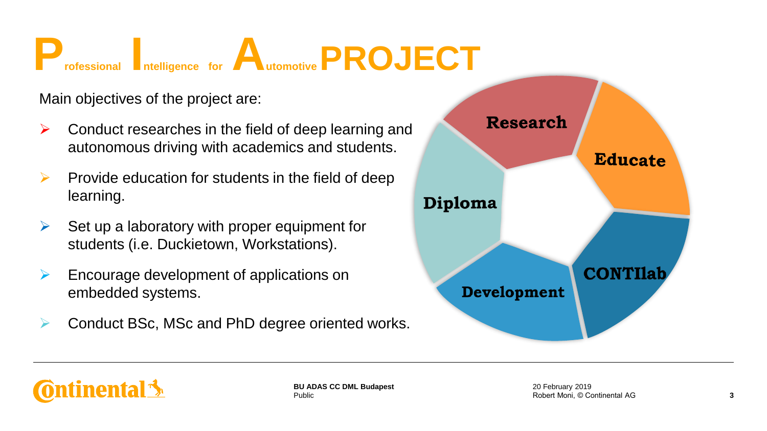# Professional Intelligence for Automotive PROJECT

Main objectives of the project are:

- Conduct researches in the field of deep learning and autonomous driving with academics and students.
- Provide education for students in the field of deep learning.
- Set up a laboratory with proper equipment for students (i.e. Duckietown, Workstations).
- Encourage development of applications on embedded systems.
- Conduct BSc, MSc and PhD degree oriented works.

Research
Educate
CONTIlab
Development
Diploma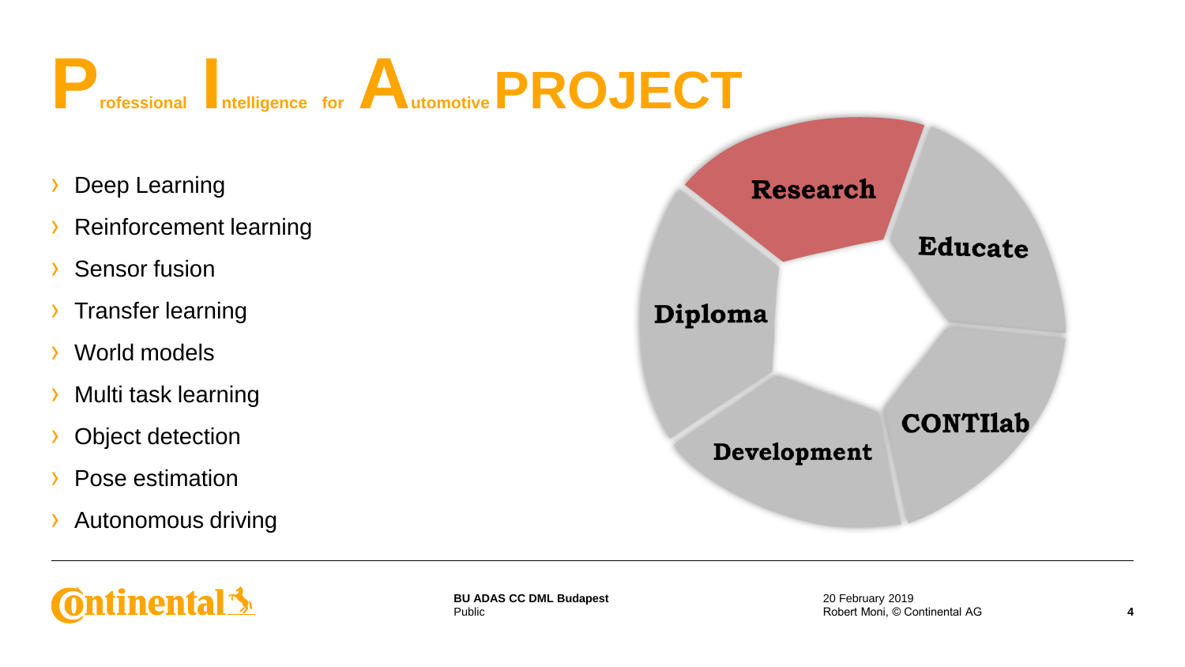# Professional Intelligence for Automotive PROJECT

- Deep Learning
- Reinforcement learning
- Sensor fusion
- Transfer learning
- World models
- Multi task learning
- Object detection
- Pose estimation
- Autonomous driving

Research

Educate

CONTIlab

Development

Diploma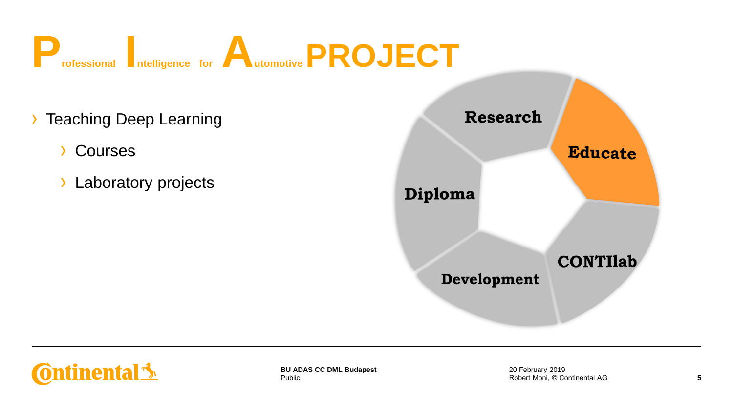# Professional Intelligence for Automotive PROJECT

- Teaching Deep Learning
  - Courses
  - Laboratory projects

Research

Educate

CONTIlab

Development

Diploma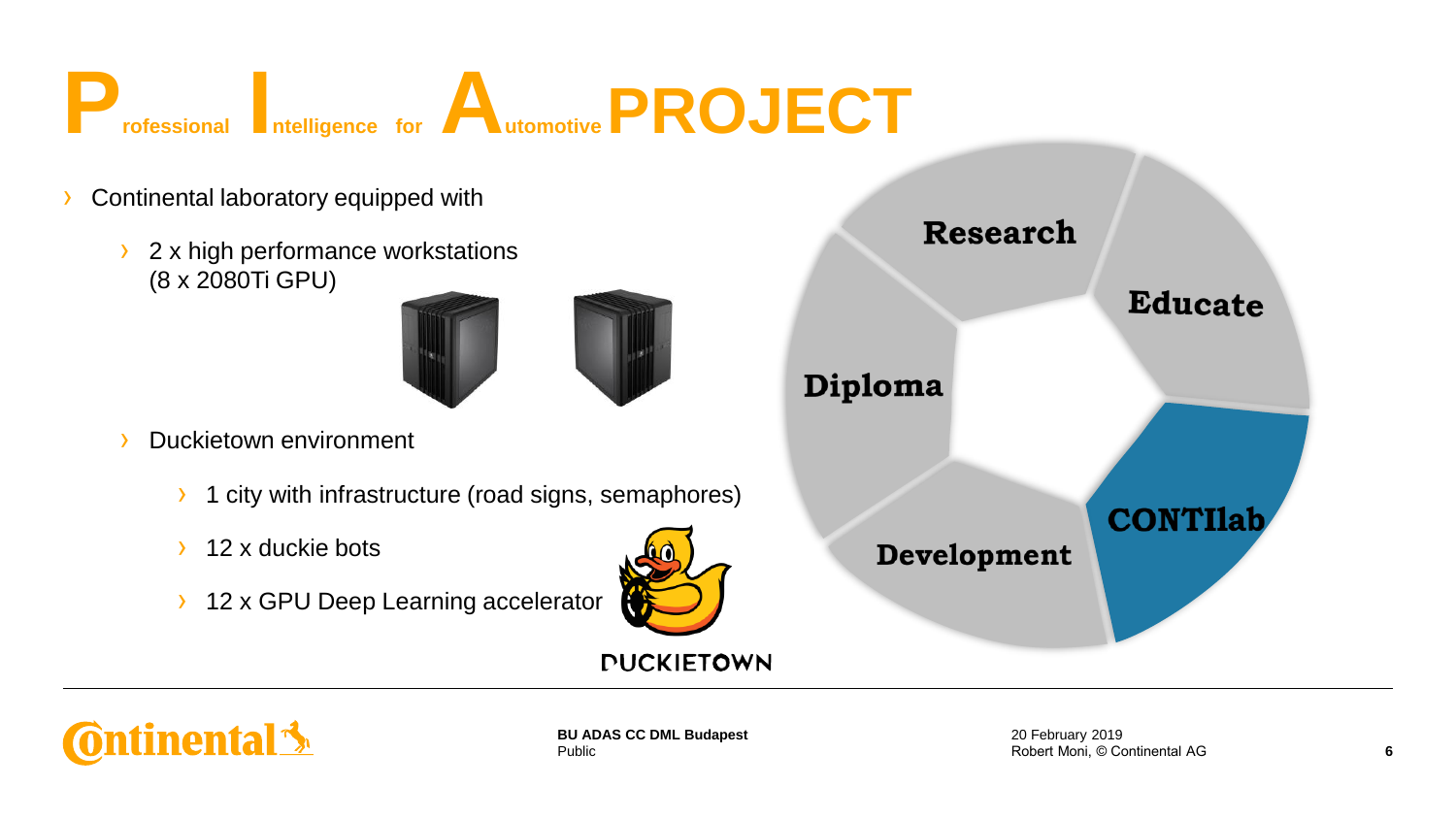# Professional Intelligence for Automotive PROJECT

- Continental laboratory equipped with
  - 2 x high performance workstations (8 x 2080Ti GPU)
  - Duckietown environment
    - 1 city with infrastructure (road signs, semaphores)
    - 12 x duckie bots
    - 12 x GPU Deep Learning accelerator

DUCKIETOWN

Research

Educate

Diploma

CONTIlab

Development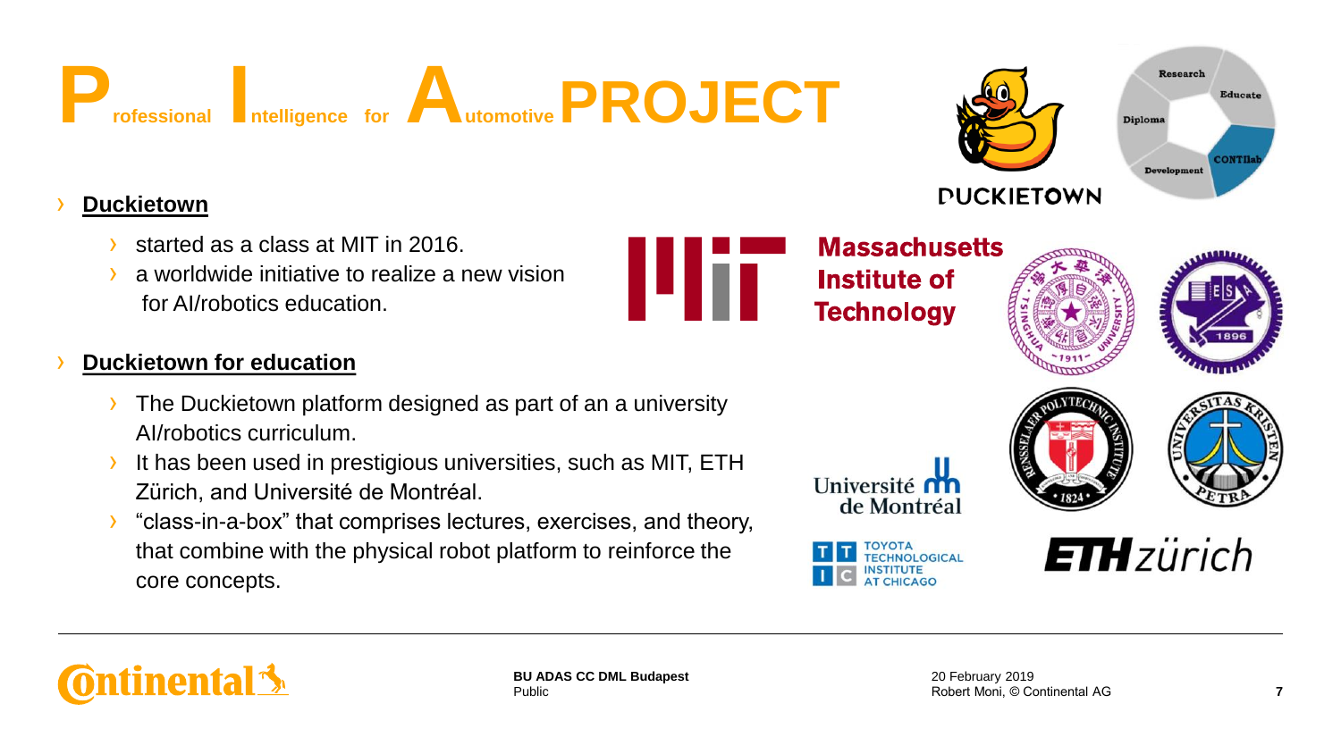# Professional Intelligence for Automotive PROJECT

- **Duckietown**
  - started as a class at MIT in 2016.
  - a worldwide initiative to realize a new vision for AI/robotics education.

- **Duckietown for education**
  - The Duckietown platform designed as part of an a university AI/robotics curriculum.
  - It has been used in prestigious universities, such as MIT, ETH Zürich, and Université de Montréal.
  - “class-in-a-box” that comprises lectures, exercises, and theory, that combine with the physical robot platform to reinforce the core concepts.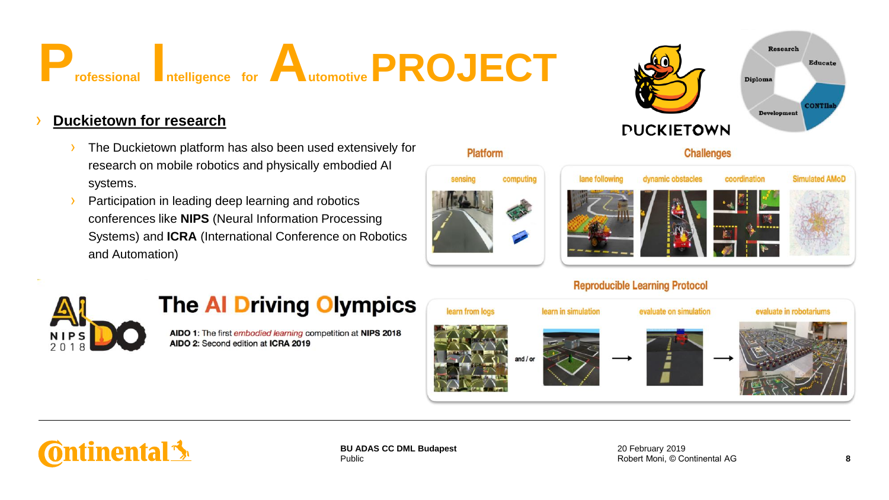# Professional Intelligence for Automotive PROJECT

## Duckietown for research

- The Duckietown platform has also been used extensively for research on mobile robotics and physically embodied AI systems.
- Participation in leading deep learning and robotics conferences like **NIPS** (Neural Information Processing Systems) and **ICRA** (International Conference on Robotics and Automation)

DUCKIETOWN

Research · Educate · CONTIlab · Development · Diploma

**Platform**: sensing, computing

**Challenges**: lane following, dynamic obstacles, coordination, Simulated AMoD

**Reproducible Learning Protocol**: learn from logs and / or learn in simulation → evaluate on simulation → evaluate in robotariums

## The AI Driving Olympics

AIDO NIPS 2018

**AIDO 1:** The first *embodied learning* competition at **NIPS 2018**
**AIDO 2:** Second edition at **ICRA 2019**

Continental

**BU ADAS CC DML Budapest**
Public

20 February 2019
Robert Moni, © Continental AG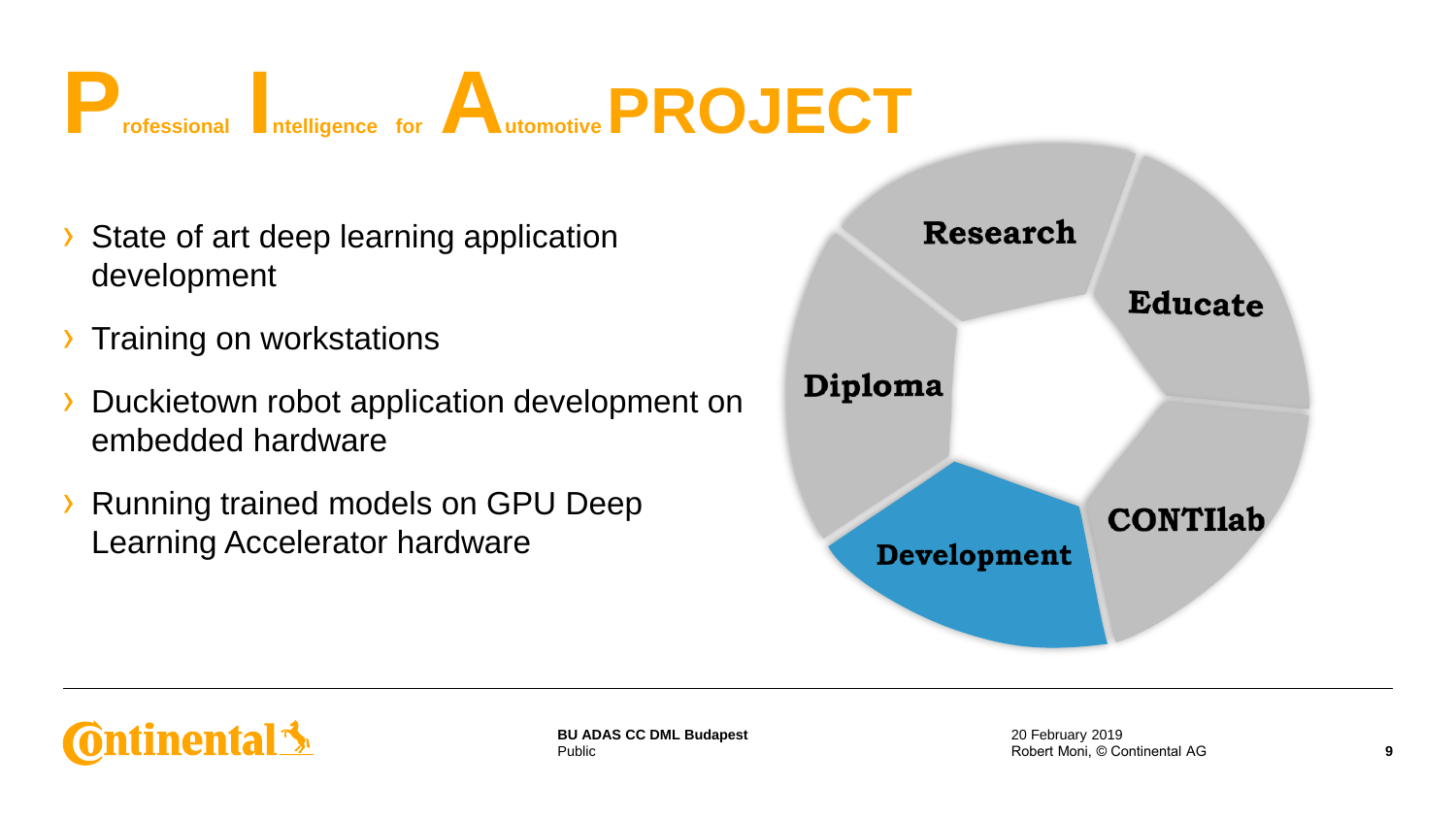# Professional Intelligence for Automotive PROJECT

- State of art deep learning application development
- Training on workstations
- Duckietown robot application development on embedded hardware
- Running trained models on GPU Deep Learning Accelerator hardware

Research

Educate

Diploma

CONTIlab

Development

**BU ADAS CC DML Budapest**
Public

20 February 2019
Robert Moni, © Continental AG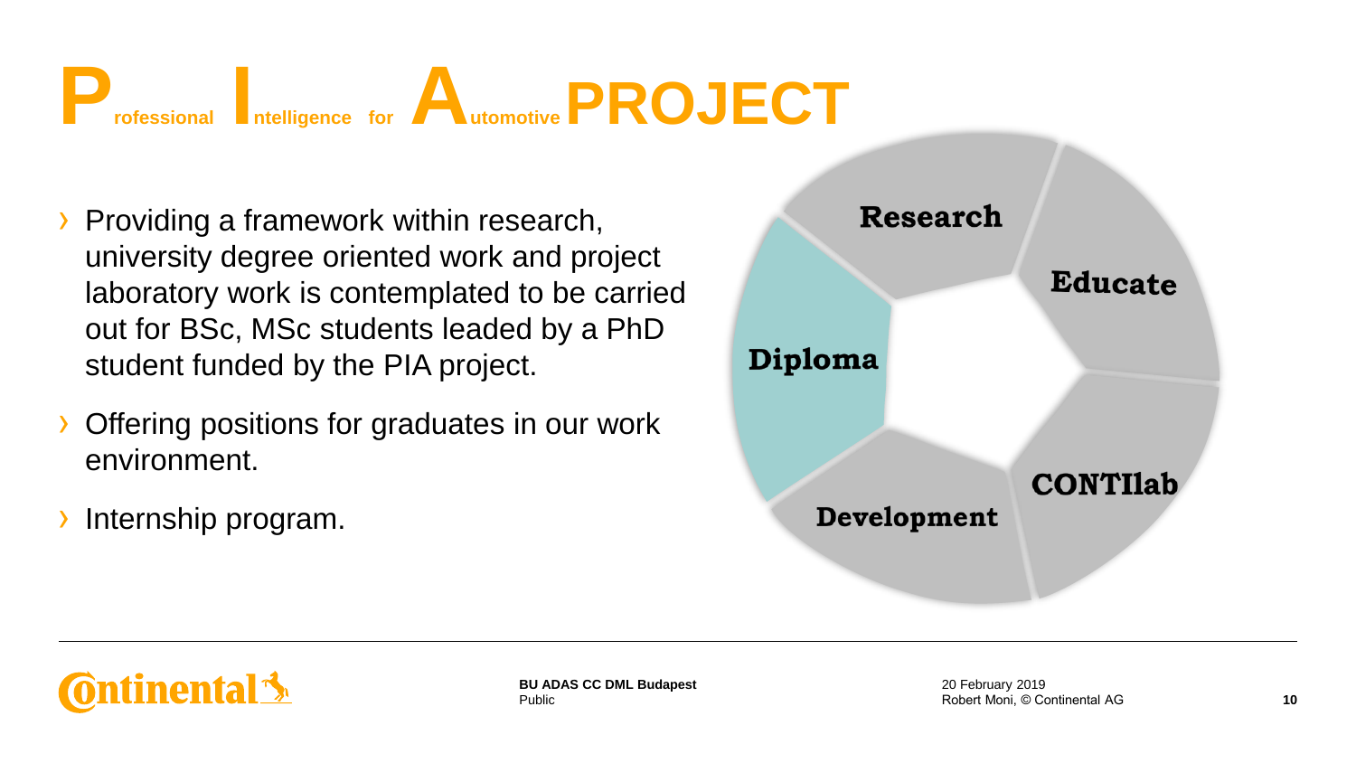# Professional Intelligence for Automotive PROJECT

- Providing a framework within research, university degree oriented work and project laboratory work is contemplated to be carried out for BSc, MSc students leaded by a PhD student funded by the PIA project.
- Offering positions for graduates in our work environment.
- Internship program.

Research

Educate

CONTIlab

Development

Diploma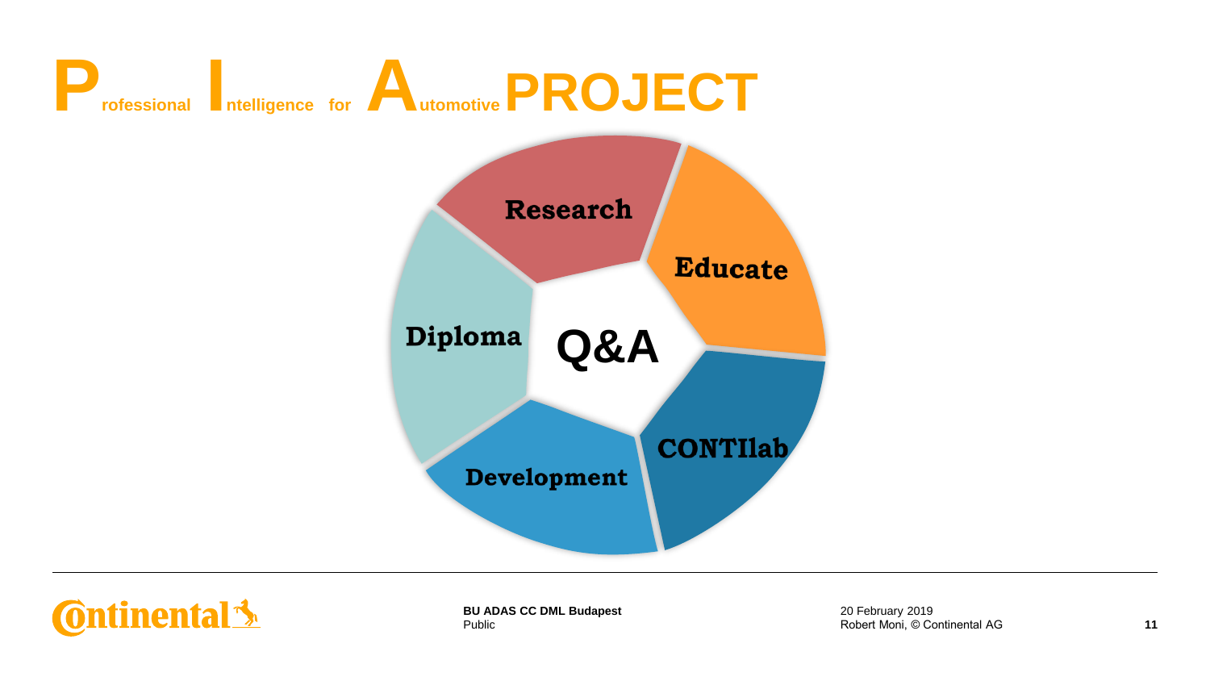# Professional Intelligence for Automotive PROJECT

- Research
- Educate
- CONTIlab
- Development
- Diploma

**Q&A**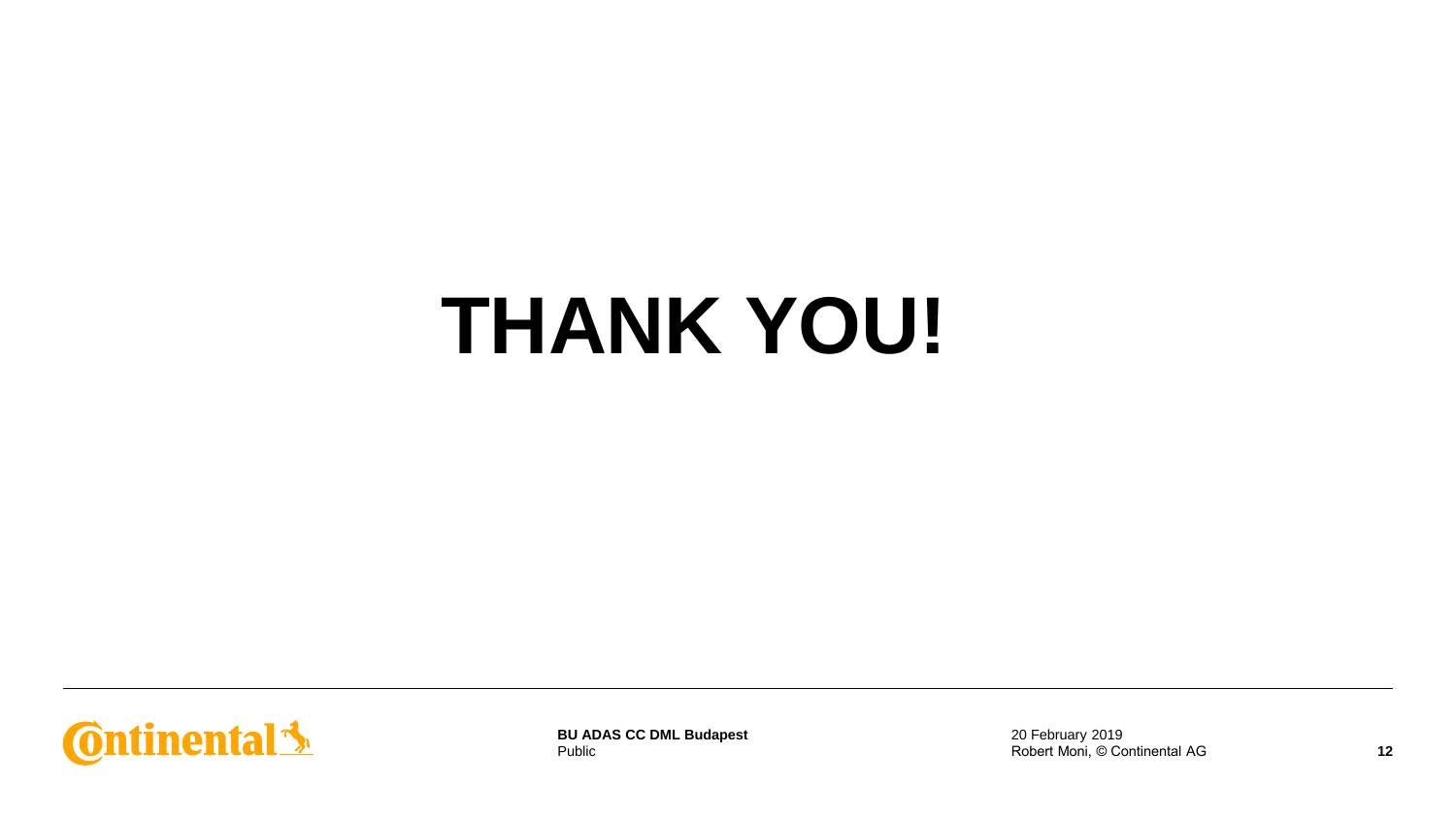# THANK YOU!